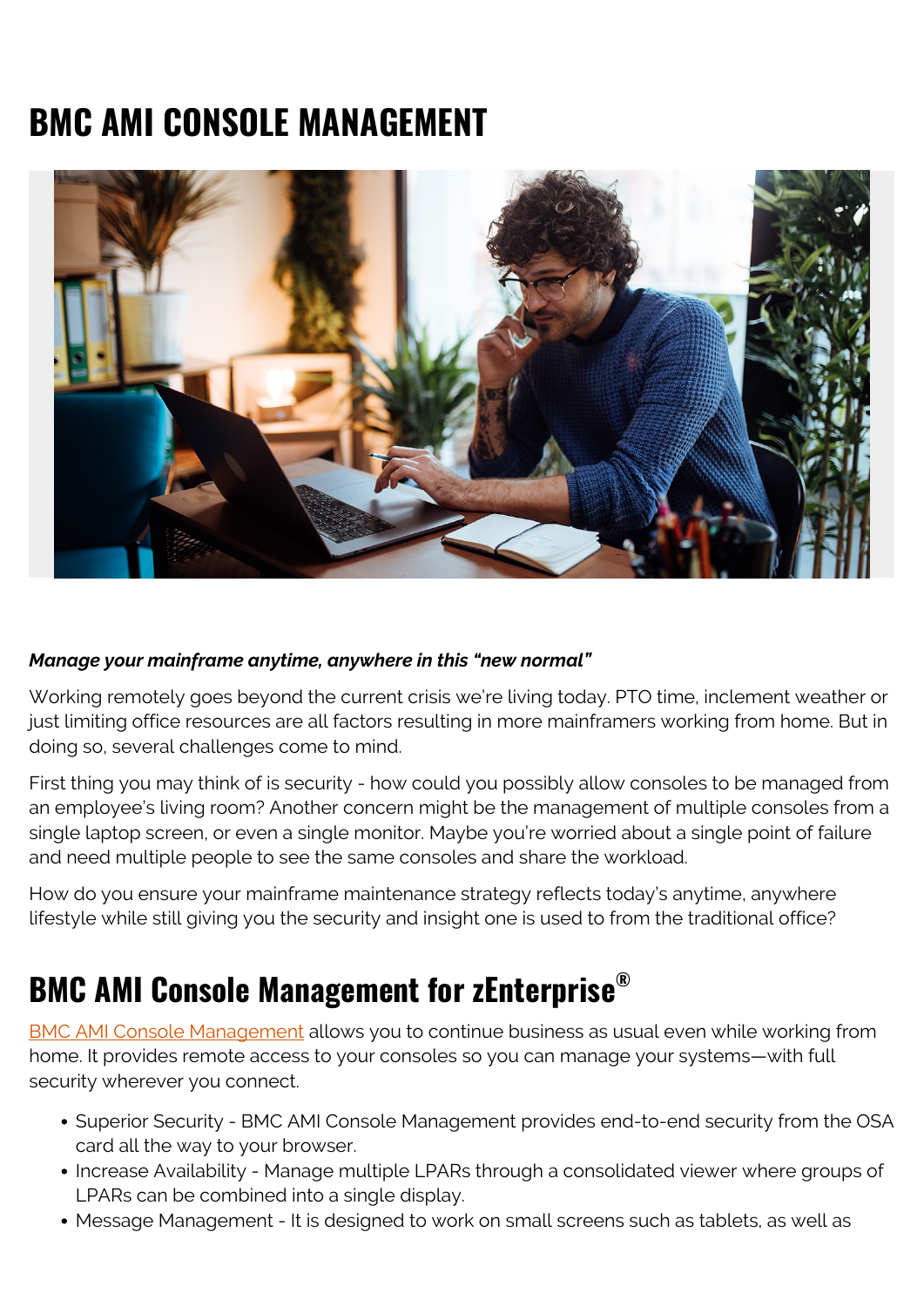# BMC AMI CONSOLE MANAGEMENT

***Manage your mainframe anytime, anywhere in this "new normal"***

Working remotely goes beyond the current crisis we're living today. PTO time, inclement weather or just limiting office resources are all factors resulting in more mainframers working from home. But in doing so, several challenges come to mind.

First thing you may think of is security - how could you possibly allow consoles to be managed from an employee's living room? Another concern might be the management of multiple consoles from a single laptop screen, or even a single monitor. Maybe you're worried about a single point of failure and need multiple people to see the same consoles and share the workload.

How do you ensure your mainframe maintenance strategy reflects today's anytime, anywhere lifestyle while still giving you the security and insight one is used to from the traditional office?

## BMC AMI Console Management for zEnterprise®

BMC AMI Console Management allows you to continue business as usual even while working from home. It provides remote access to your consoles so you can manage your systems—with full security wherever you connect.

- Superior Security - BMC AMI Console Management provides end-to-end security from the OSA card all the way to your browser.
- Increase Availability - Manage multiple LPARs through a consolidated viewer where groups of LPARs can be combined into a single display.
- Message Management - It is designed to work on small screens such as tablets, as well as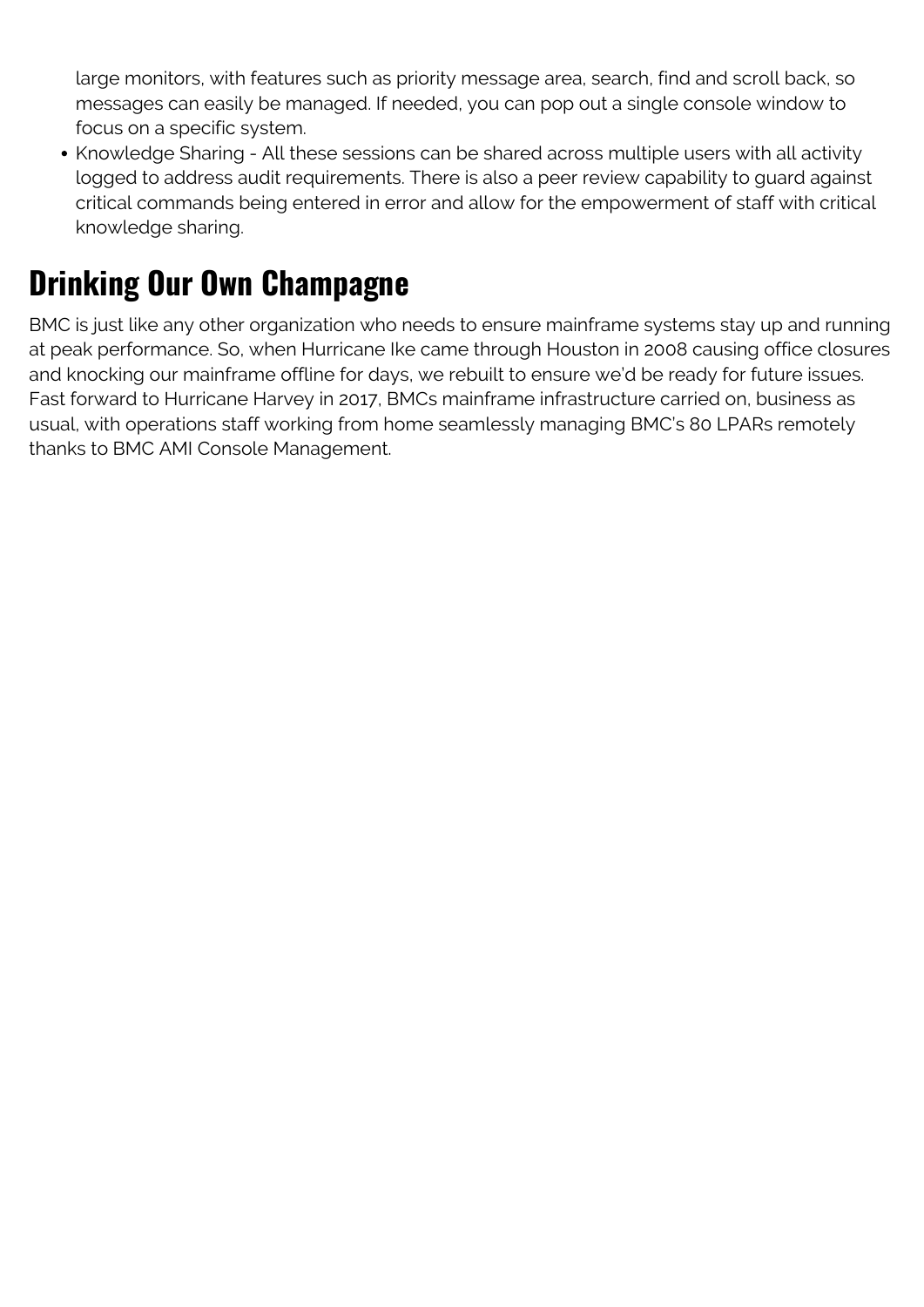large monitors, with features such as priority message area, search, find and scroll back, so messages can easily be managed. If needed, you can pop out a single console window to focus on a specific system.

- Knowledge Sharing - All these sessions can be shared across multiple users with all activity logged to address audit requirements. There is also a peer review capability to guard against critical commands being entered in error and allow for the empowerment of staff with critical knowledge sharing.

## Drinking Our Own Champagne

BMC is just like any other organization who needs to ensure mainframe systems stay up and running at peak performance. So, when Hurricane Ike came through Houston in 2008 causing office closures and knocking our mainframe offline for days, we rebuilt to ensure we'd be ready for future issues. Fast forward to Hurricane Harvey in 2017, BMCs mainframe infrastructure carried on, business as usual, with operations staff working from home seamlessly managing BMC's 80 LPARs remotely thanks to BMC AMI Console Management.